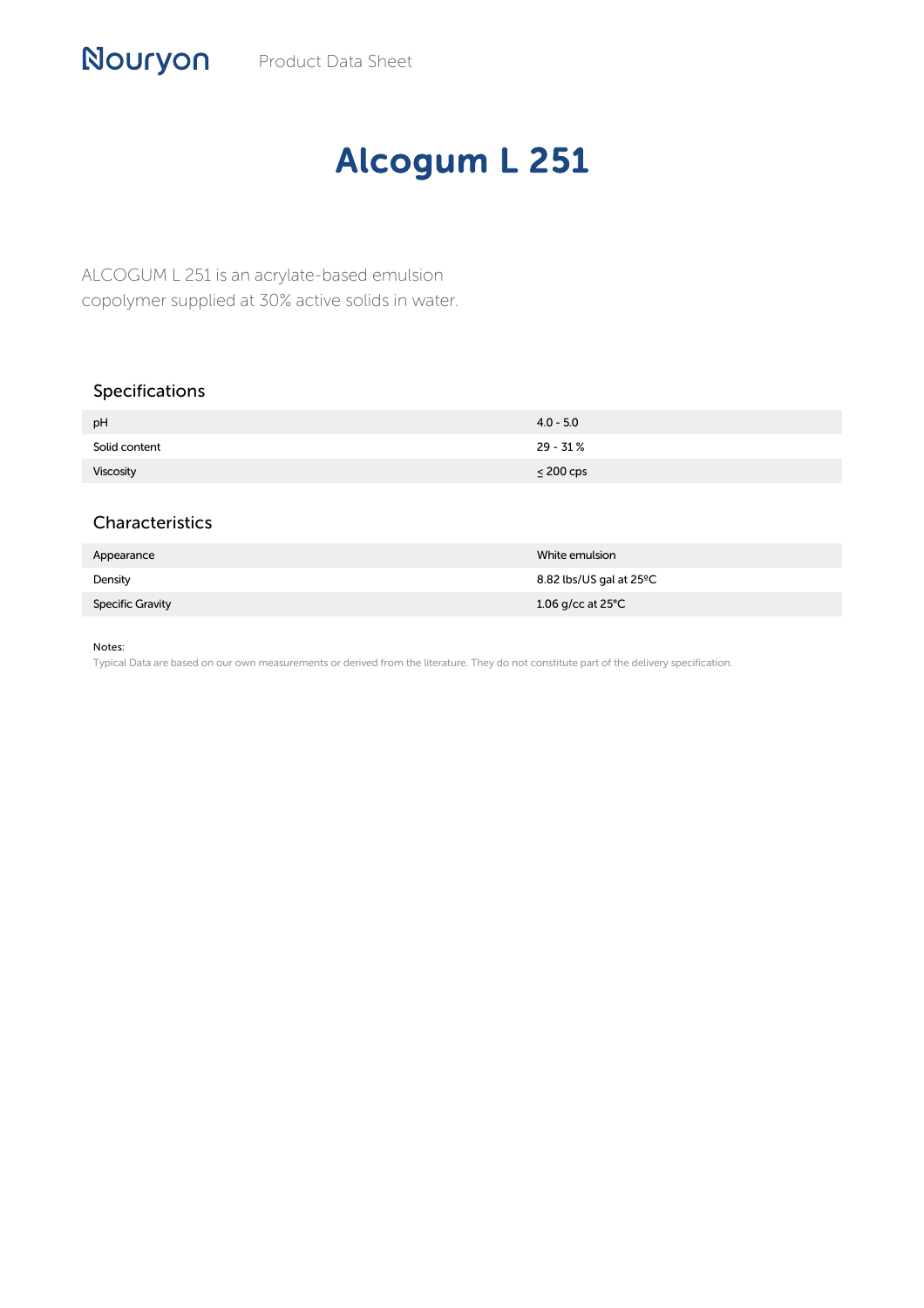Nouryon Product Data Sheet

# Alcogum L 251

ALCOGUM L 251 is an acrylate-based emulsion copolymer supplied at 30% active solids in water.

## Specifications

| | |
|---|---|
| pH | 4.0 - 5.0 |
| Solid content | 29 - 31 % |
| Viscosity | ≤ 200 cps |

## Characteristics

| | |
|---|---|
| Appearance | White emulsion |
| Density | 8.82 lbs/US gal at 25ºC |
| Specific Gravity | 1.06 g/cc at 25°C |

Notes:

Typical Data are based on our own measurements or derived from the literature. They do not constitute part of the delivery specification.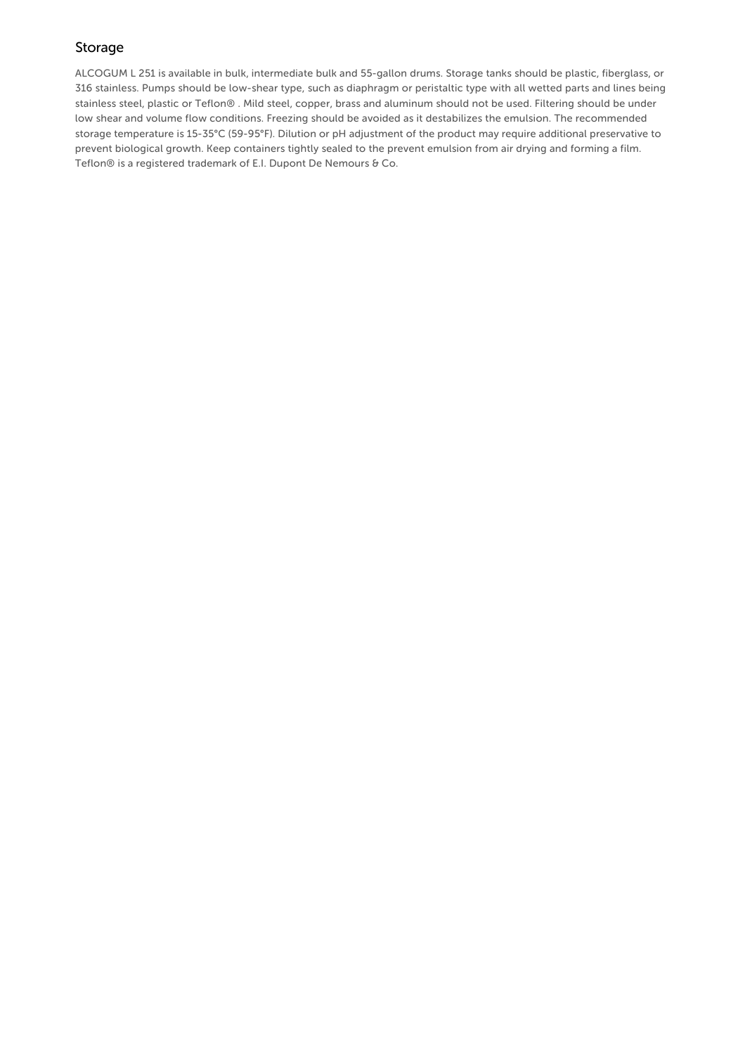## Storage

ALCOGUM L 251 is available in bulk, intermediate bulk and 55-gallon drums. Storage tanks should be plastic, fiberglass, or 316 stainless. Pumps should be low-shear type, such as diaphragm or peristaltic type with all wetted parts and lines being stainless steel, plastic or Teflon® . Mild steel, copper, brass and aluminum should not be used. Filtering should be under low shear and volume flow conditions. Freezing should be avoided as it destabilizes the emulsion. The recommended storage temperature is 15-35°C (59-95°F). Dilution or pH adjustment of the product may require additional preservative to prevent biological growth. Keep containers tightly sealed to the prevent emulsion from air drying and forming a film. Teflon® is a registered trademark of E.I. Dupont De Nemours & Co.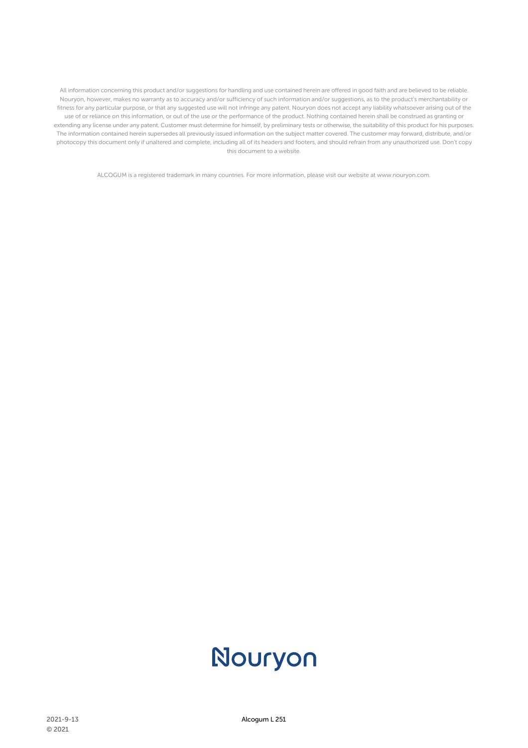All information concerning this product and/or suggestions for handling and use contained herein are offered in good faith and are believed to be reliable. Nouryon, however, makes no warranty as to accuracy and/or sufficiency of such information and/or suggestions, as to the product's merchantability or fitness for any particular purpose, or that any suggested use will not infringe any patent. Nouryon does not accept any liability whatsoever arising out of the use of or reliance on this information, or out of the use or the performance of the product. Nothing contained herein shall be construed as granting or extending any license under any patent. Customer must determine for himself, by preliminary tests or otherwise, the suitability of this product for his purposes. The information contained herein supersedes all previously issued information on the subject matter covered. The customer may forward, distribute, and/or photocopy this document only if unaltered and complete, including all of its headers and footers, and should refrain from any unauthorized use. Don't copy this document to a website.

ALCOGUM is a registered trademark in many countries. For more information, please visit our website at www.nouryon.com.

Nouryon

2021-9-13
© 2021

Alcogum L 251